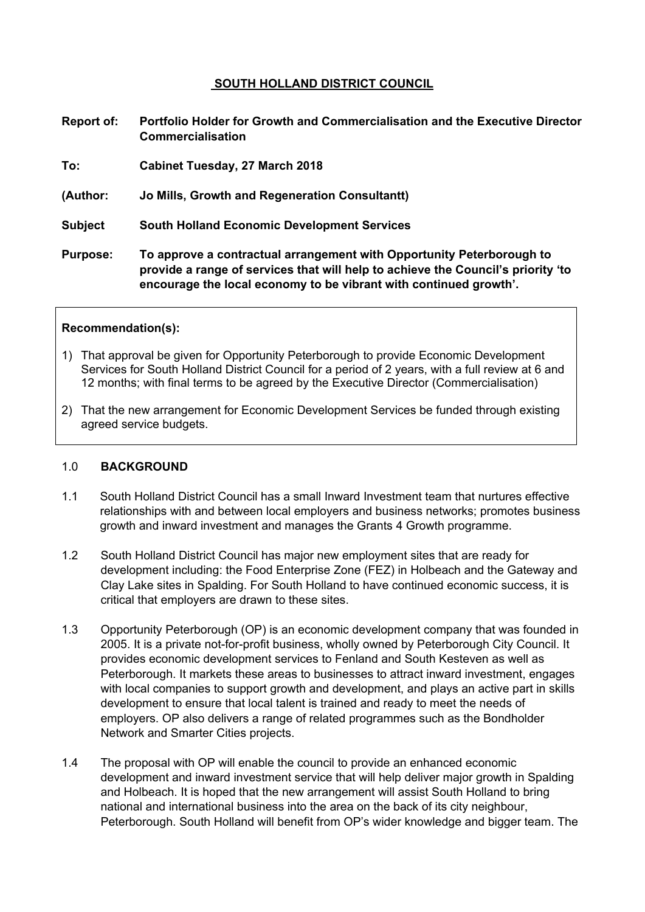# SOUTH HOLLAND DISTRICT COUNCIL

**Report of:** **Portfolio Holder for Growth and Commercialisation and the Executive Director Commercialisation**

**To:** **Cabinet Tuesday, 27 March 2018**

**(Author:** **Jo Mills, Growth and Regeneration Consultantt)**

**Subject** **South Holland Economic Development Services**

**Purpose:** **To approve a contractual arrangement with Opportunity Peterborough to provide a range of services that will help to achieve the Council's priority 'to encourage the local economy to be vibrant with continued growth'.**

**Recommendation(s):**

1) That approval be given for Opportunity Peterborough to provide Economic Development Services for South Holland District Council for a period of 2 years, with a full review at 6 and 12 months; with final terms to be agreed by the Executive Director (Commercialisation)

2) That the new arrangement for Economic Development Services be funded through existing agreed service budgets.

## 1.0 BACKGROUND

1.1 South Holland District Council has a small Inward Investment team that nurtures effective relationships with and between local employers and business networks; promotes business growth and inward investment and manages the Grants 4 Growth programme.

1.2 South Holland District Council has major new employment sites that are ready for development including: the Food Enterprise Zone (FEZ) in Holbeach and the Gateway and Clay Lake sites in Spalding. For South Holland to have continued economic success, it is critical that employers are drawn to these sites.

1.3 Opportunity Peterborough (OP) is an economic development company that was founded in 2005. It is a private not-for-profit business, wholly owned by Peterborough City Council. It provides economic development services to Fenland and South Kesteven as well as Peterborough. It markets these areas to businesses to attract inward investment, engages with local companies to support growth and development, and plays an active part in skills development to ensure that local talent is trained and ready to meet the needs of employers. OP also delivers a range of related programmes such as the Bondholder Network and Smarter Cities projects.

1.4 The proposal with OP will enable the council to provide an enhanced economic development and inward investment service that will help deliver major growth in Spalding and Holbeach. It is hoped that the new arrangement will assist South Holland to bring national and international business into the area on the back of its city neighbour, Peterborough. South Holland will benefit from OP's wider knowledge and bigger team. The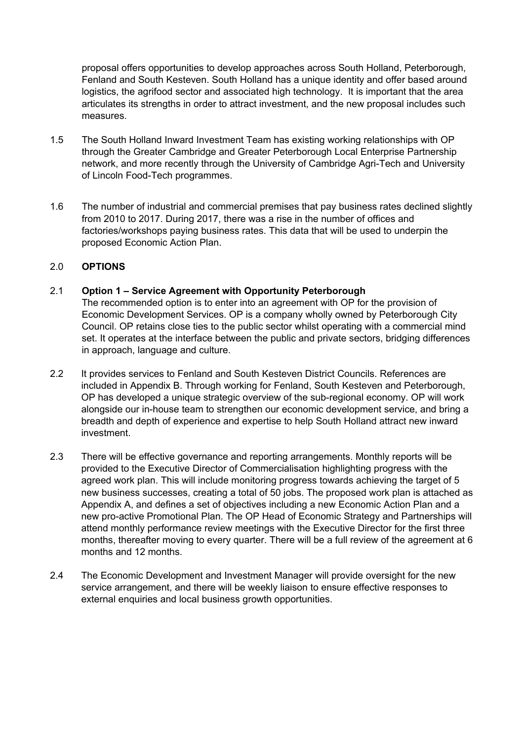proposal offers opportunities to develop approaches across South Holland, Peterborough, Fenland and South Kesteven. South Holland has a unique identity and offer based around logistics, the agrifood sector and associated high technology. It is important that the area articulates its strengths in order to attract investment, and the new proposal includes such measures.

1.5 The South Holland Inward Investment Team has existing working relationships with OP through the Greater Cambridge and Greater Peterborough Local Enterprise Partnership network, and more recently through the University of Cambridge Agri-Tech and University of Lincoln Food-Tech programmes.

1.6 The number of industrial and commercial premises that pay business rates declined slightly from 2010 to 2017. During 2017, there was a rise in the number of offices and factories/workshops paying business rates. This data that will be used to underpin the proposed Economic Action Plan.

## 2.0 OPTIONS

### 2.1 Option 1 – Service Agreement with Opportunity Peterborough

The recommended option is to enter into an agreement with OP for the provision of Economic Development Services. OP is a company wholly owned by Peterborough City Council. OP retains close ties to the public sector whilst operating with a commercial mind set. It operates at the interface between the public and private sectors, bridging differences in approach, language and culture.

2.2 It provides services to Fenland and South Kesteven District Councils. References are included in Appendix B. Through working for Fenland, South Kesteven and Peterborough, OP has developed a unique strategic overview of the sub-regional economy. OP will work alongside our in-house team to strengthen our economic development service, and bring a breadth and depth of experience and expertise to help South Holland attract new inward investment.

2.3 There will be effective governance and reporting arrangements. Monthly reports will be provided to the Executive Director of Commercialisation highlighting progress with the agreed work plan. This will include monitoring progress towards achieving the target of 5 new business successes, creating a total of 50 jobs. The proposed work plan is attached as Appendix A, and defines a set of objectives including a new Economic Action Plan and a new pro-active Promotional Plan. The OP Head of Economic Strategy and Partnerships will attend monthly performance review meetings with the Executive Director for the first three months, thereafter moving to every quarter. There will be a full review of the agreement at 6 months and 12 months.

2.4 The Economic Development and Investment Manager will provide oversight for the new service arrangement, and there will be weekly liaison to ensure effective responses to external enquiries and local business growth opportunities.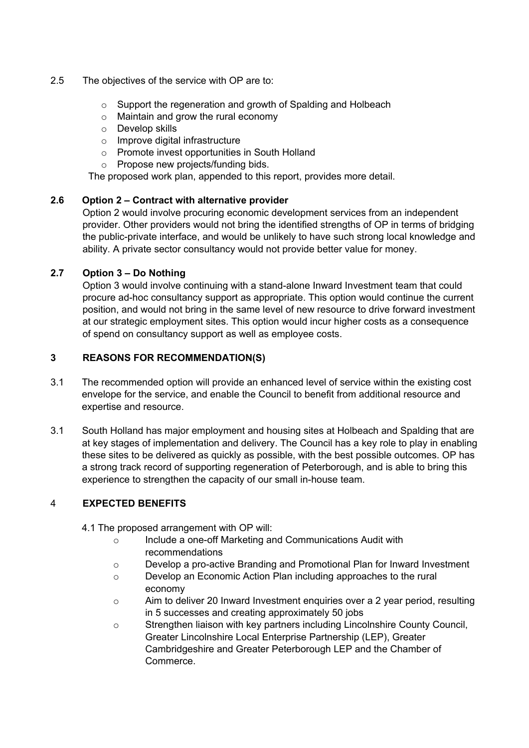2.5 The objectives of the service with OP are to:

- Support the regeneration and growth of Spalding and Holbeach
- Maintain and grow the rural economy
- Develop skills
- Improve digital infrastructure
- Promote invest opportunities in South Holland
- Propose new projects/funding bids.

The proposed work plan, appended to this report, provides more detail.

**2.6 Option 2 – Contract with alternative provider**

Option 2 would involve procuring economic development services from an independent provider. Other providers would not bring the identified strengths of OP in terms of bridging the public-private interface, and would be unlikely to have such strong local knowledge and ability. A private sector consultancy would not provide better value for money.

**2.7 Option 3 – Do Nothing**

Option 3 would involve continuing with a stand-alone Inward Investment team that could procure ad-hoc consultancy support as appropriate. This option would continue the current position, and would not bring in the same level of new resource to drive forward investment at our strategic employment sites. This option would incur higher costs as a consequence of spend on consultancy support as well as employee costs.

## 3 REASONS FOR RECOMMENDATION(S)

3.1 The recommended option will provide an enhanced level of service within the existing cost envelope for the service, and enable the Council to benefit from additional resource and expertise and resource.

3.1 South Holland has major employment and housing sites at Holbeach and Spalding that are at key stages of implementation and delivery. The Council has a key role to play in enabling these sites to be delivered as quickly as possible, with the best possible outcomes. OP has a strong track record of supporting regeneration of Peterborough, and is able to bring this experience to strengthen the capacity of our small in-house team.

## 4 EXPECTED BENEFITS

4.1 The proposed arrangement with OP will:

- Include a one-off Marketing and Communications Audit with recommendations
- Develop a pro-active Branding and Promotional Plan for Inward Investment
- Develop an Economic Action Plan including approaches to the rural economy
- Aim to deliver 20 Inward Investment enquiries over a 2 year period, resulting in 5 successes and creating approximately 50 jobs
- Strengthen liaison with key partners including Lincolnshire County Council, Greater Lincolnshire Local Enterprise Partnership (LEP), Greater Cambridgeshire and Greater Peterborough LEP and the Chamber of Commerce.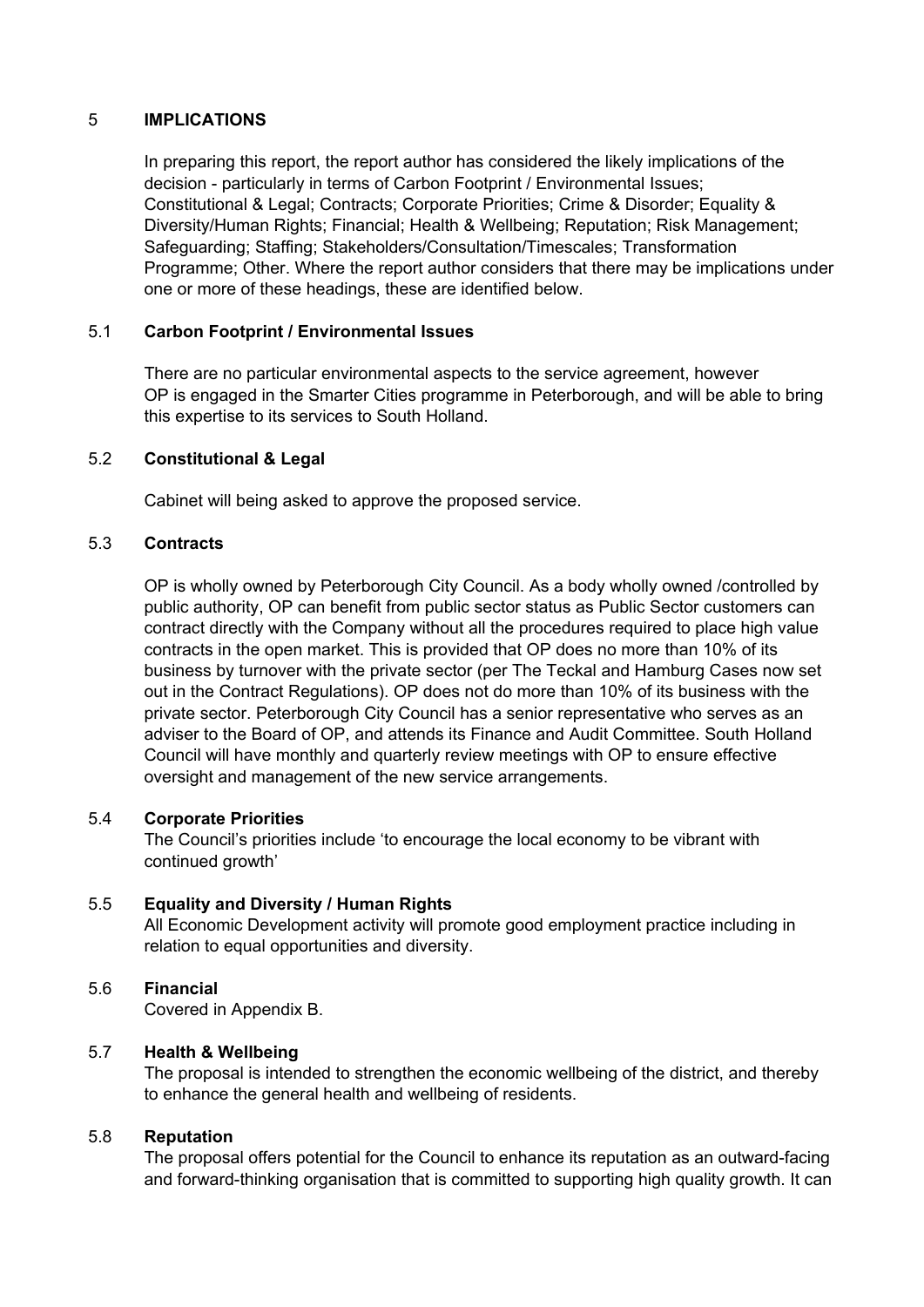## 5 IMPLICATIONS

In preparing this report, the report author has considered the likely implications of the decision - particularly in terms of Carbon Footprint / Environmental Issues; Constitutional & Legal; Contracts; Corporate Priorities; Crime & Disorder; Equality & Diversity/Human Rights; Financial; Health & Wellbeing; Reputation; Risk Management; Safeguarding; Staffing; Stakeholders/Consultation/Timescales; Transformation Programme; Other. Where the report author considers that there may be implications under one or more of these headings, these are identified below.

### 5.1 Carbon Footprint / Environmental Issues

There are no particular environmental aspects to the service agreement, however OP is engaged in the Smarter Cities programme in Peterborough, and will be able to bring this expertise to its services to South Holland.

### 5.2 Constitutional & Legal

Cabinet will being asked to approve the proposed service.

### 5.3 Contracts

OP is wholly owned by Peterborough City Council. As a body wholly owned /controlled by public authority, OP can benefit from public sector status as Public Sector customers can contract directly with the Company without all the procedures required to place high value contracts in the open market. This is provided that OP does no more than 10% of its business by turnover with the private sector (per The Teckal and Hamburg Cases now set out in the Contract Regulations). OP does not do more than 10% of its business with the private sector. Peterborough City Council has a senior representative who serves as an adviser to the Board of OP, and attends its Finance and Audit Committee. South Holland Council will have monthly and quarterly review meetings with OP to ensure effective oversight and management of the new service arrangements.

### 5.4 Corporate Priorities

The Council's priorities include 'to encourage the local economy to be vibrant with continued growth'

### 5.5 Equality and Diversity / Human Rights

All Economic Development activity will promote good employment practice including in relation to equal opportunities and diversity.

### 5.6 Financial

Covered in Appendix B.

### 5.7 Health & Wellbeing

The proposal is intended to strengthen the economic wellbeing of the district, and thereby to enhance the general health and wellbeing of residents.

### 5.8 Reputation

The proposal offers potential for the Council to enhance its reputation as an outward-facing and forward-thinking organisation that is committed to supporting high quality growth. It can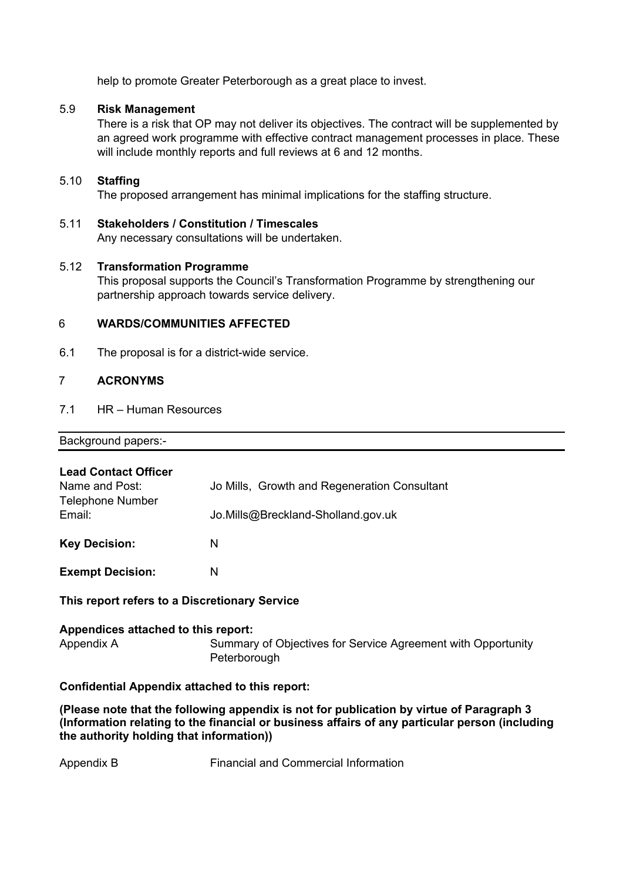help to promote Greater Peterborough as a great place to invest.

5.9 **Risk Management**

There is a risk that OP may not deliver its objectives. The contract will be supplemented by an agreed work programme with effective contract management processes in place. These will include monthly reports and full reviews at 6 and 12 months.

5.10 **Staffing**

The proposed arrangement has minimal implications for the staffing structure.

5.11 **Stakeholders / Constitution / Timescales**

Any necessary consultations will be undertaken.

5.12 **Transformation Programme**

This proposal supports the Council's Transformation Programme by strengthening our partnership approach towards service delivery.

## 6 WARDS/COMMUNITIES AFFECTED

6.1 The proposal is for a district-wide service.

## 7 ACRONYMS

7.1 HR – Human Resources

---

Background papers:-

---

**Lead Contact Officer**

| | |
|---|---|
| Name and Post: | Jo Mills, Growth and Regeneration Consultant |
| Telephone Number | |
| Email: | Jo.Mills@Breckland-Sholland.gov.uk |
| **Key Decision:** | N |
| **Exempt Decision:** | N |

**This report refers to a Discretionary Service**

**Appendices attached to this report:**

| | |
|---|---|
| Appendix A | Summary of Objectives for Service Agreement with Opportunity Peterborough |

**Confidential Appendix attached to this report:**

**(Please note that the following appendix is not for publication by virtue of Paragraph 3 (Information relating to the financial or business affairs of any particular person (including the authority holding that information))**

| | |
|---|---|
| Appendix B | Financial and Commercial Information |